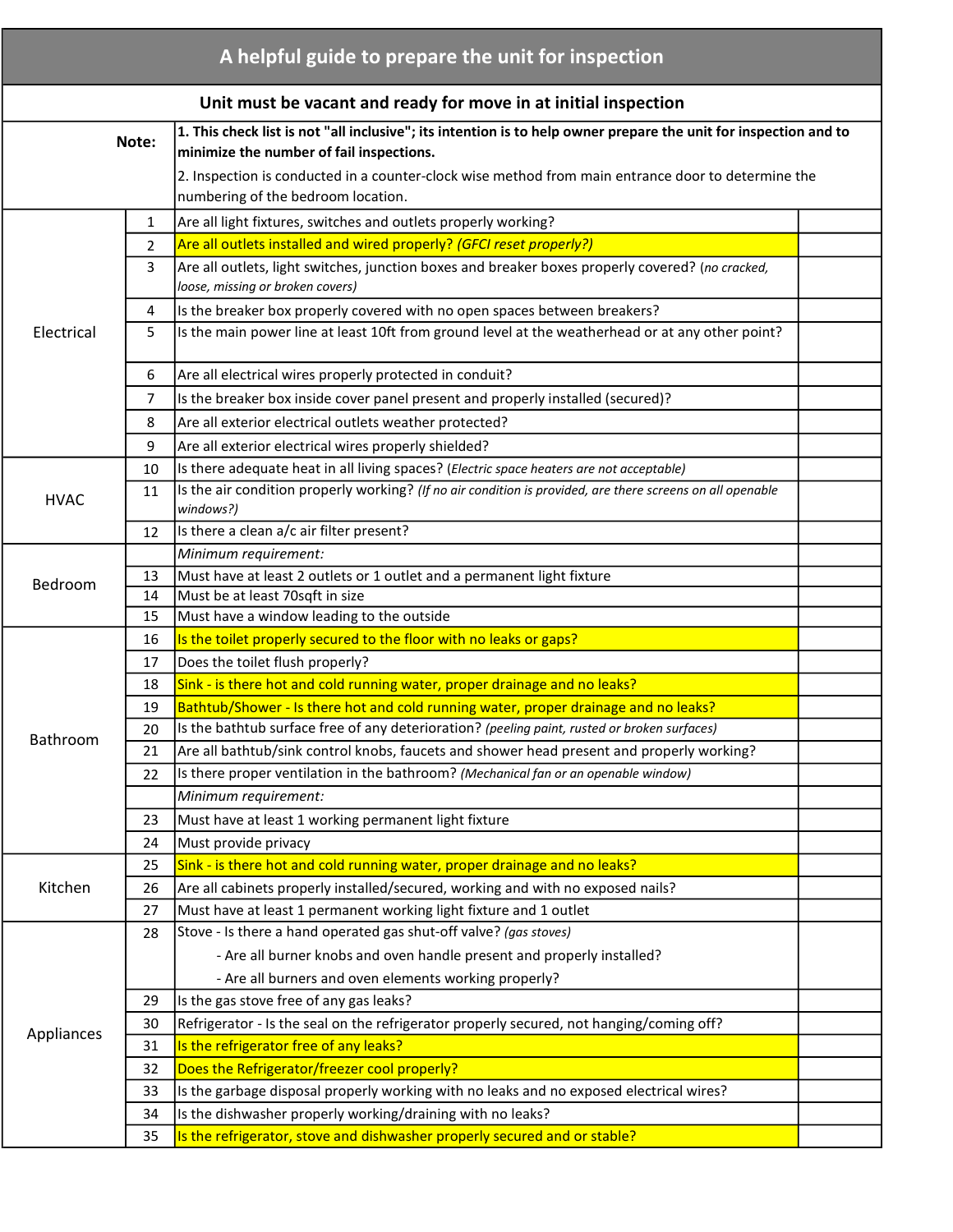# A helpful guide to prepare the unit for inspection

## Unit must be vacant and ready for move in at initial inspection

**Note:**

**1. This check list is not "all inclusive"; its intention is to help owner prepare the unit for inspection and to minimize the number of fail inspections.**

2. Inspection is conducted in a counter-clock wise method from main entrance door to determine the numbering of the bedroom location.

| Category | # | Item | |
|---|---|---|---|
| Electrical | 1 | Are all light fixtures, switches and outlets properly working? | |
| | 2 | Are all outlets installed and wired properly? *(GFCI reset properly?)* | |
| | 3 | Are all outlets, light switches, junction boxes and breaker boxes properly covered? (*no cracked, loose, missing or broken covers)* | |
| | 4 | Is the breaker box properly covered with no open spaces between breakers? | |
| | 5 | Is the main power line at least 10ft from ground level at the weatherhead or at any other point? | |
| | 6 | Are all electrical wires properly protected in conduit? | |
| | 7 | Is the breaker box inside cover panel present and properly installed (secured)? | |
| | 8 | Are all exterior electrical outlets weather protected? | |
| | 9 | Are all exterior electrical wires properly shielded? | |
| HVAC | 10 | Is there adequate heat in all living spaces? (*Electric space heaters are not acceptable)* | |
| | 11 | Is the air condition properly working? *(If no air condition is provided, are there screens on all openable windows?)* | |
| | 12 | Is there a clean a/c air filter present? | |
| Bedroom | | *Minimum requirement:* | |
| | 13 | Must have at least 2 outlets or 1 outlet and a permanent light fixture | |
| | 14 | Must be at least 70sqft in size | |
| | 15 | Must have a window leading to the outside | |
| Bathroom | 16 | Is the toilet properly secured to the floor with no leaks or gaps? | |
| | 17 | Does the toilet flush properly? | |
| | 18 | Sink - is there hot and cold running water, proper drainage and no leaks? | |
| | 19 | Bathtub/Shower - Is there hot and cold running water, proper drainage and no leaks? | |
| | 20 | Is the bathtub surface free of any deterioration? *(peeling paint, rusted or broken surfaces)* | |
| | 21 | Are all bathtub/sink control knobs, faucets and shower head present and properly working? | |
| | 22 | Is there proper ventilation in the bathroom? *(Mechanical fan or an openable window)* | |
| | | *Minimum requirement:* | |
| | 23 | Must have at least 1 working permanent light fixture | |
| | 24 | Must provide privacy | |
| Kitchen | 25 | Sink - is there hot and cold running water, proper drainage and no leaks? | |
| | 26 | Are all cabinets properly installed/secured, working and with no exposed nails? | |
| | 27 | Must have at least 1 permanent working light fixture and 1 outlet | |
| Appliances | 28 | Stove - Is there a hand operated gas shut-off valve? *(gas stoves)*<br>- Are all burner knobs and oven handle present and properly installed?<br>- Are all burners and oven elements working properly? | |
| | 29 | Is the gas stove free of any gas leaks? | |
| | 30 | Refrigerator - Is the seal on the refrigerator properly secured, not hanging/coming off? | |
| | 31 | Is the refrigerator free of any leaks? | |
| | 32 | Does the Refrigerator/freezer cool properly? | |
| | 33 | Is the garbage disposal properly working with no leaks and no exposed electrical wires? | |
| | 34 | Is the dishwasher properly working/draining with no leaks? | |
| | 35 | Is the refrigerator, stove and dishwasher properly secured and or stable? | |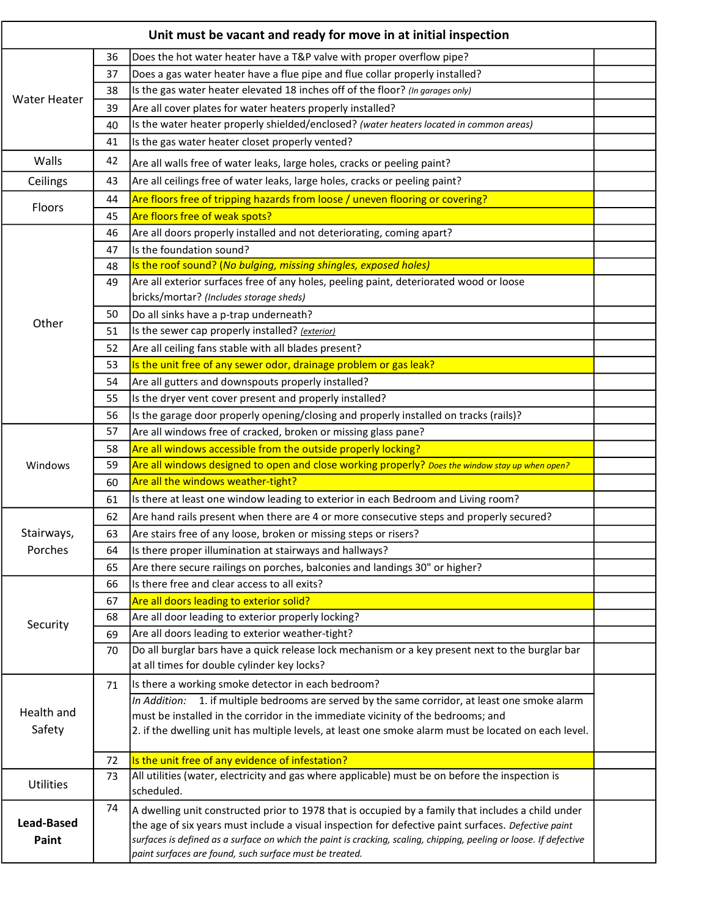| Unit must be vacant and ready for move in at initial inspection | | | |
|---|---|---|---|
| Water Heater | 36 | Does the hot water heater have a T&P valve with proper overflow pipe? | |
| | 37 | Does a gas water heater have a flue pipe and flue collar properly installed? | |
| | 38 | Is the gas water heater elevated 18 inches off of the floor? *(In garages only)* | |
| | 39 | Are all cover plates for water heaters properly installed? | |
| | 40 | Is the water heater properly shielded/enclosed? *(water heaters located in common areas)* | |
| | 41 | Is the gas water heater closet properly vented? | |
| Walls | 42 | Are all walls free of water leaks, large holes, cracks or peeling paint? | |
| Ceilings | 43 | Are all ceilings free of water leaks, large holes, cracks or peeling paint? | |
| Floors | 44 | Are floors free of tripping hazards from loose / uneven flooring or covering? | |
| | 45 | Are floors free of weak spots? | |
| Other | 46 | Are all doors properly installed and not deteriorating, coming apart? | |
| | 47 | Is the foundation sound? | |
| | 48 | Is the roof sound? *(No bulging, missing shingles, exposed holes)* | |
| | 49 | Are all exterior surfaces free of any holes, peeling paint, deteriorated wood or loose bricks/mortar? *(Includes storage sheds)* | |
| | 50 | Do all sinks have a p-trap underneath? | |
| | 51 | Is the sewer cap properly installed? *(exterior)* | |
| | 52 | Are all ceiling fans stable with all blades present? | |
| | 53 | Is the unit free of any sewer odor, drainage problem or gas leak? | |
| | 54 | Are all gutters and downspouts properly installed? | |
| | 55 | Is the dryer vent cover present and properly installed? | |
| | 56 | Is the garage door properly opening/closing and properly installed on tracks (rails)? | |
| Windows | 57 | Are all windows free of cracked, broken or missing glass pane? | |
| | 58 | Are all windows accessible from the outside properly locking? | |
| | 59 | Are all windows designed to open and close working properly? *Does the window stay up when open?* | |
| | 60 | Are all the windows weather-tight? | |
| | 61 | Is there at least one window leading to exterior in each Bedroom and Living room? | |
| Stairways, Porches | 62 | Are hand rails present when there are 4 or more consecutive steps and properly secured? | |
| | 63 | Are stairs free of any loose, broken or missing steps or risers? | |
| | 64 | Is there proper illumination at stairways and hallways? | |
| | 65 | Are there secure railings on porches, balconies and landings 30" or higher? | |
| Security | 66 | Is there free and clear access to all exits? | |
| | 67 | Are all doors leading to exterior solid? | |
| | 68 | Are all door leading to exterior properly locking? | |
| | 69 | Are all doors leading to exterior weather-tight? | |
| | 70 | Do all burglar bars have a quick release lock mechanism or a key present next to the burglar bar at all times for double cylinder key locks? | |
| Health and Safety | 71 | Is there a working smoke detector in each bedroom?<br>*In Addition:* 1. if multiple bedrooms are served by the same corridor, at least one smoke alarm must be installed in the corridor in the immediate vicinity of the bedrooms; and<br>2. if the dwelling unit has multiple levels, at least one smoke alarm must be located on each level. | |
| | 72 | Is the unit free of any evidence of infestation? | |
| Utilities | 73 | All utilities (water, electricity and gas where applicable) must be on before the inspection is scheduled. | |
| **Lead-Based Paint** | 74 | A dwelling unit constructed prior to 1978 that is occupied by a family that includes a child under the age of six years must include a visual inspection for defective paint surfaces. *Defective paint surfaces is defined as a surface on which the paint is cracking, scaling, chipping, peeling or loose. If defective paint surfaces are found, such surface must be treated.* | |